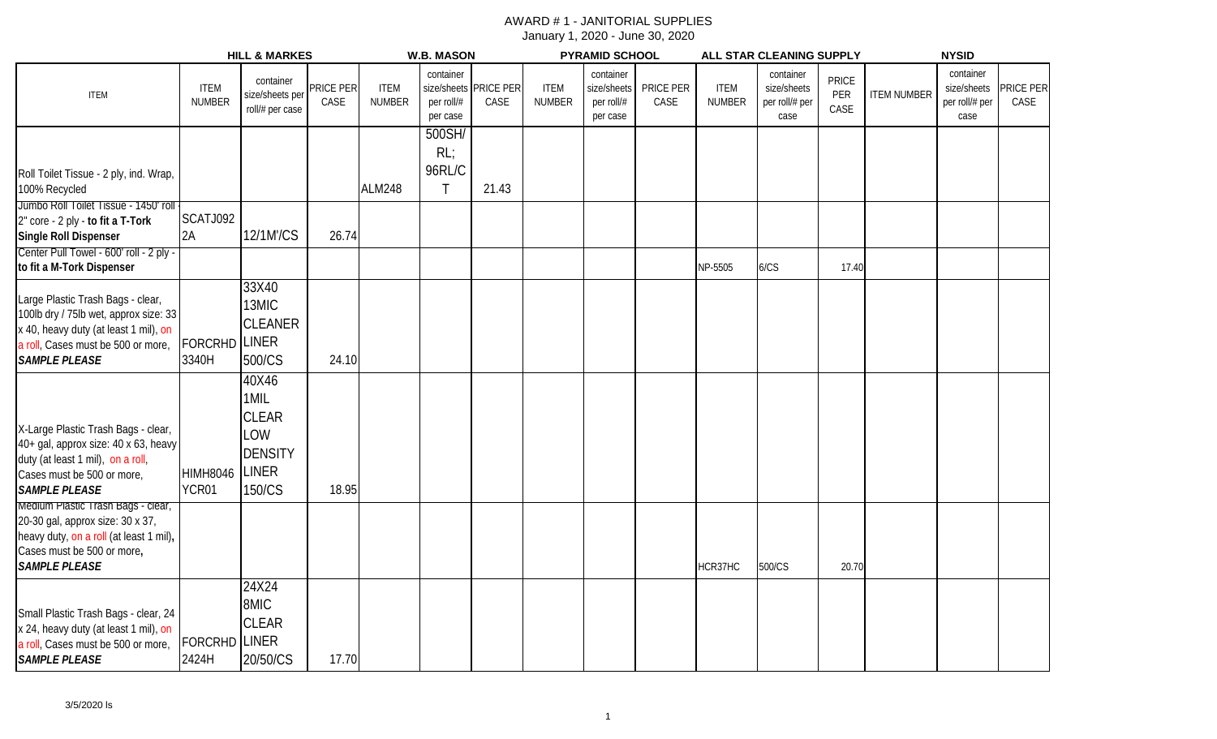# AWARD # 1 - JANITORIAL SUPPLIES

January 1, 2020 - June 30, 2020

| | HILL & MARKES | | | W.B. MASON | | | PYRAMID SCHOOL | | | ALL STAR CLEANING SUPPLY | | | NYSID | | |
|---|---|---|---|---|---|---|---|---|---|---|---|---|---|---|---|
| ITEM | ITEM NUMBER | container size/sheets per roll/# per case | PRICE PER CASE | ITEM NUMBER | container size/sheets per roll/# per case | PRICE PER CASE | ITEM NUMBER | container size/sheets per roll/# per case | PRICE PER CASE | ITEM NUMBER | container size/sheets per roll/# per case | PRICE PER CASE | ITEM NUMBER | container size/sheets per roll/# per case | PRICE PER CASE |
| Roll Toilet Tissue - 2 ply, ind. Wrap, 100% Recycled | | | | ALM248 | 500SH/RL; 96RL/CT | 21.43 | | | | | | | | | |
| Jumbo Roll Toilet Tissue - 1450' roll 2" core - 2 ply - **to fit a T-Tork Single Roll Dispenser** | SCATJ0922A | 12/1M'/CS | 26.74 | | | | | | | | | | | | |
| Center Pull Towel - 600' roll - 2 ply - **to fit a M-Tork Dispenser** | | | | | | | | | | NP-5505 | 6/CS | 17.40 | | | |
| Large Plastic Trash Bags - clear, 100lb dry / 75lb wet, approx size: 33 x 40, heavy duty (at least 1 mil), on a roll, Cases must be 500 or more, ***SAMPLE PLEASE*** | FORCRHD3340H | 33X40 13MIC CLEANER LINER 500/CS | 24.10 | | | | | | | | | | | | |
| X-Large Plastic Trash Bags - clear, 40+ gal, approx size: 40 x 63, heavy duty (at least 1 mil), on a roll, Cases must be 500 or more, ***SAMPLE PLEASE*** | HIMH8046YCR01 | 40X46 1MIL CLEAR LOW DENSITY LINER 150/CS | 18.95 | | | | | | | | | | | | |
| Medium Plastic Trash Bags - clear, 20-30 gal, approx size: 30 x 37, heavy duty, on a roll (at least 1 mil), Cases must be 500 or more, ***SAMPLE PLEASE*** | | | | | | | | | | HCR37HC | 500/CS | 20.70 | | | |
| Small Plastic Trash Bags - clear, 24 x 24, heavy duty (at least 1 mil), on a roll, Cases must be 500 or more, ***SAMPLE PLEASE*** | FORCRHD2424H | 24X24 8MIC CLEAR LINER 20/50/CS | 17.70 | | | | | | | | | | | | |

3/5/2020 ls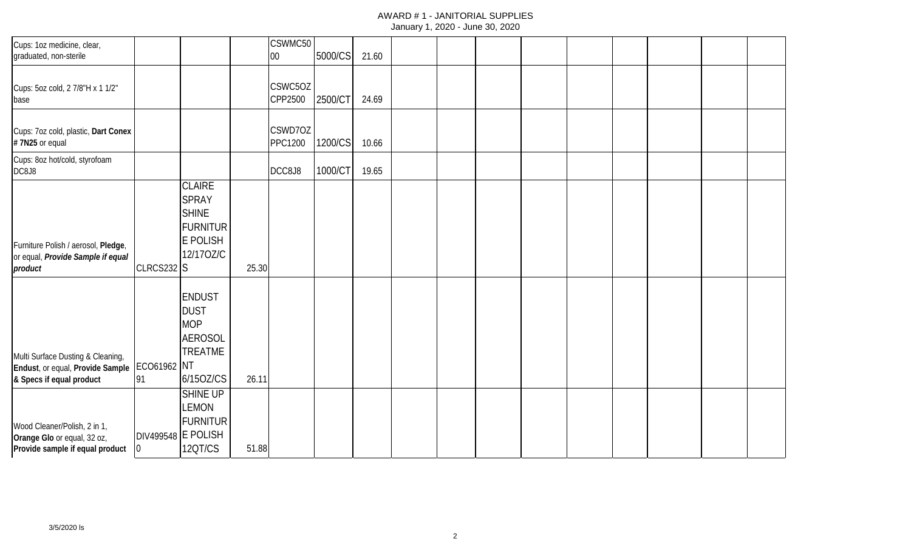AWARD # 1 - JANITORIAL SUPPLIES
January 1, 2020 - June 30, 2020

| | | | | | | | | | | | | | | | |
|---|---|---|---|---|---|---|---|---|---|---|---|---|---|---|---|
| Cups: 1oz medicine, clear, graduated, non-sterile | | | | CSWMC5000 | 5000/CS | 21.60 | | | | | | | | | |
| Cups: 5oz cold, 2 7/8"H x 1 1/2" base | | | | CSWC5OZ CPP2500 | 2500/CT | 24.69 | | | | | | | | | |
| Cups: 7oz cold, plastic, **Dart Conex # 7N25** or equal | | | | CSWD7OZ PPC1200 | 1200/CS | 10.66 | | | | | | | | | |
| Cups: 8oz hot/cold, styrofoam DC8J8 | | | | DCC8J8 | 1000/CT | 19.65 | | | | | | | | | |
| Furniture Polish / aerosol, **Pledge**, or equal, ***Provide Sample if equal product*** | CLRCS232 | CLAIRE SPRAY SHINE FURNITURE POLISH 12/17OZ/CS | 25.30 | | | | | | | | | | | | |
| Multi Surface Dusting & Cleaning, **Endust**, or equal, **Provide Sample & Specs if equal product** | ECO6196291 | ENDUST DUST MOP AEROSOL TREATMENT 6/15OZ/CS | 26.11 | | | | | | | | | | | | |
| Wood Cleaner/Polish, 2 in 1, **Orange Glo** or equal, 32 oz, **Provide sample if equal product** | DIV4995480 | SHINE UP LEMON FURNITURE POLISH 12QT/CS | 51.88 | | | | | | | | | | | | |

3/5/2020 ls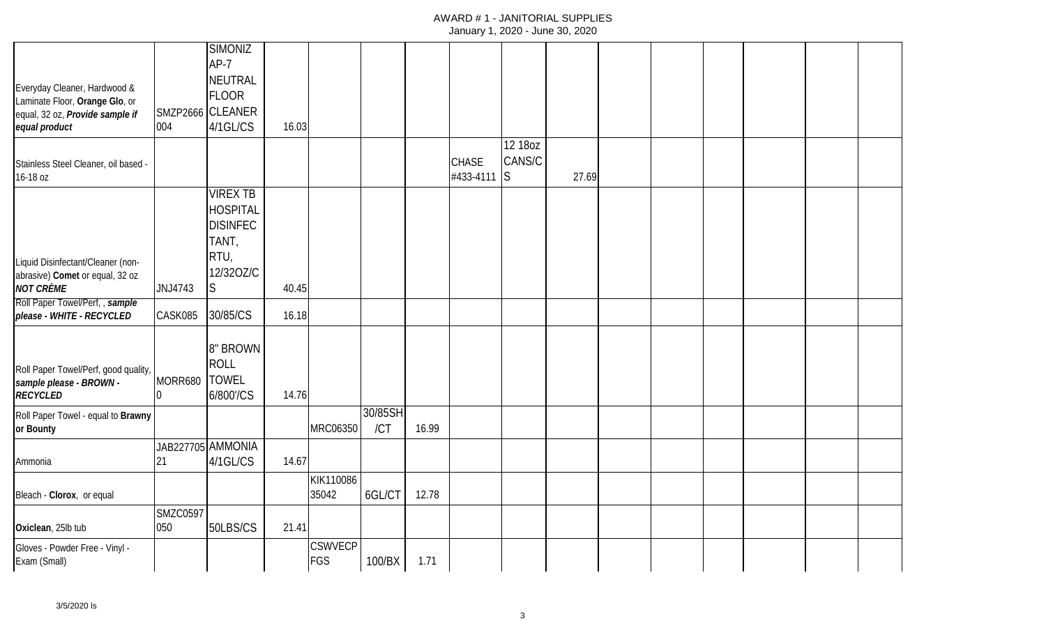# AWARD # 1 - JANITORIAL SUPPLIES

January 1, 2020 - June 30, 2020

| | | | | | | | | | | | | | | | |
|---|---|---|---|---|---|---|---|---|---|---|---|---|---|---|---|
| Everyday Cleaner, Hardwood & Laminate Floor, **Orange Glo**, or equal, 32 oz, ***Provide sample if equal product*** | SMZP2666 004 | SIMONIZ AP-7 NEUTRAL FLOOR CLEANER 4/1GL/CS | 16.03 | | | | | | | | | | | | |
| Stainless Steel Cleaner, oil based - 16-18 oz | | | | | | | CHASE #433-4111 | 12 18oz CANS/CS | 27.69 | | | | | | |
| Liquid Disinfectant/Cleaner (non-abrasive) **Comet** or equal, 32 oz ***NOT CRÈME*** | JNJ4743 | VIREX TB HOSPITAL DISINFECTANT, RTU, 12/32OZ/CS | 40.45 | | | | | | | | | | | | |
| Roll Paper Towel/Perf, , ***sample please - WHITE - RECYCLED*** | CASK085 | 30/85/CS | 16.18 | | | | | | | | | | | | |
| Roll Paper Towel/Perf, good quality, ***sample please - BROWN - RECYCLED*** | MORR680 0 | 8" BROWN ROLL TOWEL 6/800'/CS | 14.76 | | | | | | | | | | | | |
| Roll Paper Towel - equal to **Brawny or Bounty** | | | | MRC06350 | 30/85SH/CT | 16.99 | | | | | | | | | |
| Ammonia | JAB227705 21 | AMMONIA 4/1GL/CS | 14.67 | | | | | | | | | | | | |
| Bleach - **Clorox**, or equal | | | | KIK110086 35042 | 6GL/CT | 12.78 | | | | | | | | | |
| **Oxiclean**, 25lb tub | SMZC0597 050 | 50LBS/CS | 21.41 | | | | | | | | | | | | |
| Gloves - Powder Free - Vinyl - Exam (Small) | | | | CSWVECP FGS | 100/BX | 1.71 | | | | | | | | | |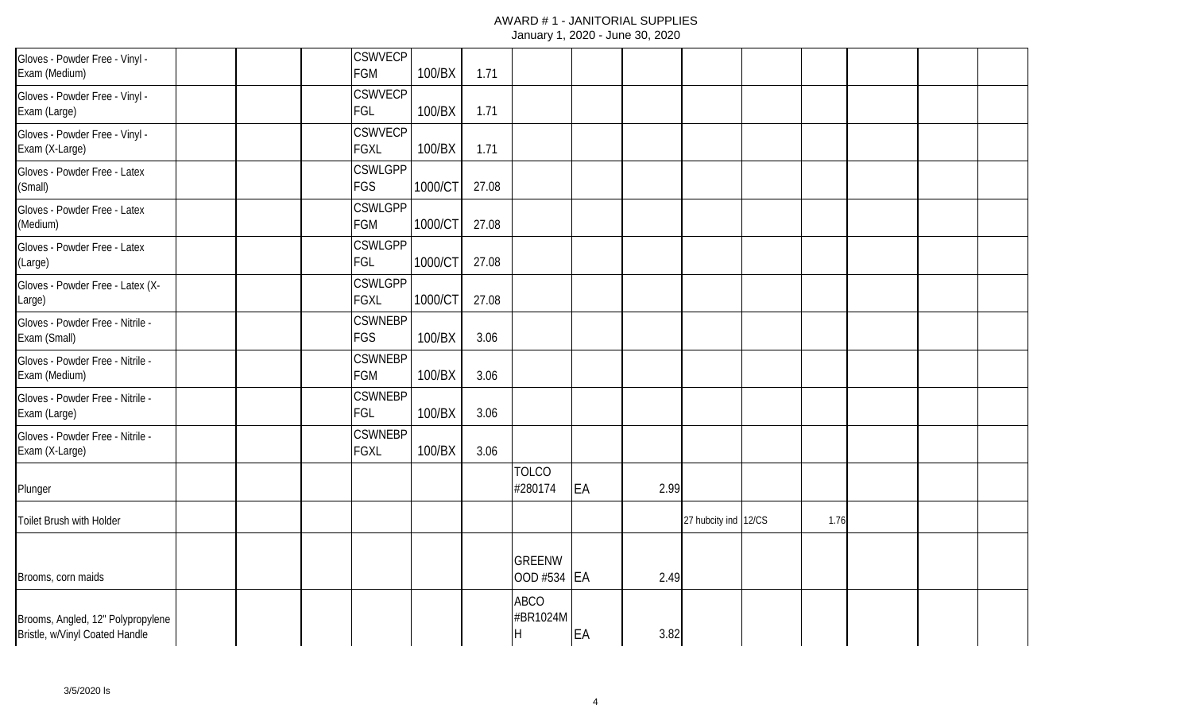| | | | | | | | | | | | | | | |
|---|---|---|---|---|---|---|---|---|---|---|---|---|---|---|
| Gloves - Powder Free - Vinyl - Exam (Medium) | | | CSWVECP FGM | 100/BX | 1.71 | | | | | | | | | |
| Gloves - Powder Free - Vinyl - Exam (Large) | | | CSWVECP FGL | 100/BX | 1.71 | | | | | | | | | |
| Gloves - Powder Free - Vinyl - Exam (X-Large) | | | CSWVECP FGXL | 100/BX | 1.71 | | | | | | | | | |
| Gloves - Powder Free - Latex (Small) | | | CSWLGPP FGS | 1000/CT | 27.08 | | | | | | | | | |
| Gloves - Powder Free - Latex (Medium) | | | CSWLGPP FGM | 1000/CT | 27.08 | | | | | | | | | |
| Gloves - Powder Free - Latex (Large) | | | CSWLGPP FGL | 1000/CT | 27.08 | | | | | | | | | |
| Gloves - Powder Free - Latex (X-Large) | | | CSWLGPP FGXL | 1000/CT | 27.08 | | | | | | | | | |
| Gloves - Powder Free - Nitrile - Exam (Small) | | | CSWNEBP FGS | 100/BX | 3.06 | | | | | | | | | |
| Gloves - Powder Free - Nitrile - Exam (Medium) | | | CSWNEBP FGM | 100/BX | 3.06 | | | | | | | | | |
| Gloves - Powder Free - Nitrile - Exam (Large) | | | CSWNEBP FGL | 100/BX | 3.06 | | | | | | | | | |
| Gloves - Powder Free - Nitrile - Exam (X-Large) | | | CSWNEBP FGXL | 100/BX | 3.06 | | | | | | | | | |
| Plunger | | | | | | TOLCO #280174 | EA | 2.99 | | | | | | |
| Toilet Brush with Holder | | | | | | | | | 27 hubcity ind | 12/CS | 1.76 | | | |
| Brooms, corn maids | | | | | | GREENWOOD #534 | EA | 2.49 | | | | | | |
| Brooms, Angled, 12" Polypropylene Bristle, w/Vinyl Coated Handle | | | | | | ABCO #BR1024MH | EA | 3.82 | | | | | | |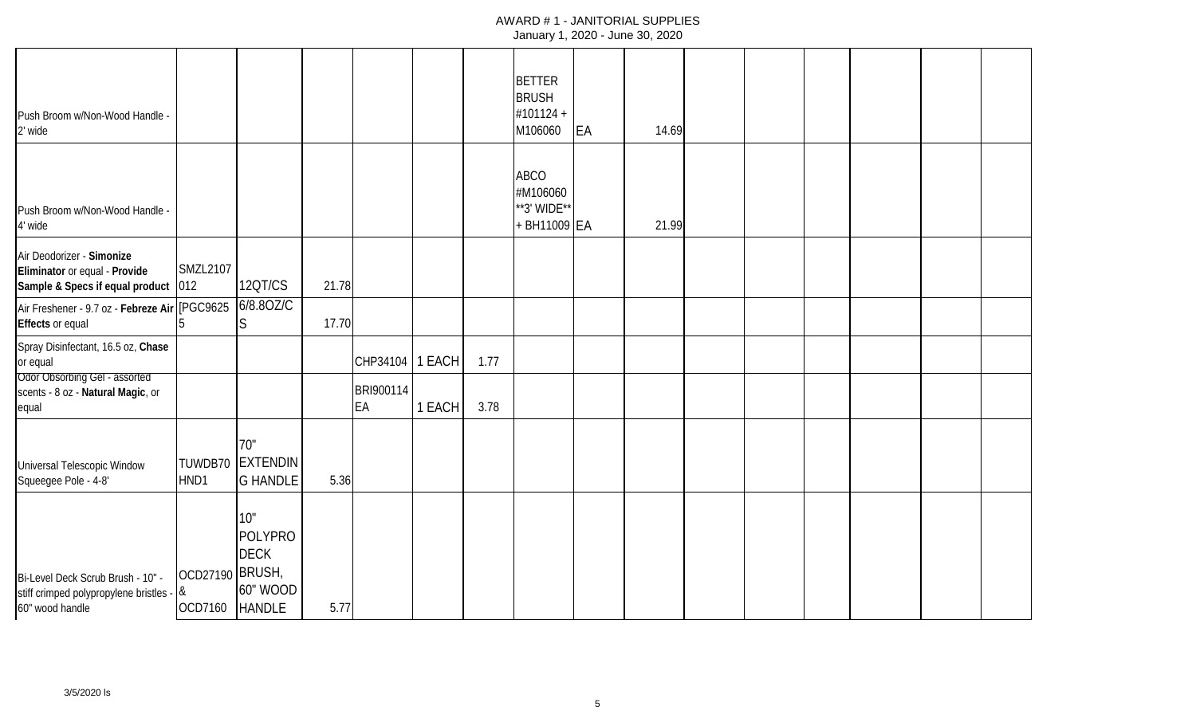| | | | | | | | | | | | | | | | |
|---|---|---|---|---|---|---|---|---|---|---|---|---|---|---|---|
| Push Broom w/Non-Wood Handle - 2' wide | | | | | | | BETTER BRUSH #101124 + M106060 | EA | 14.69 | | | | | | |
| Push Broom w/Non-Wood Handle - 4' wide | | | | | | | ABCO #M106060 **3' WIDE** + BH11009 | EA | 21.99 | | | | | | |
| Air Deodorizer - **Simonize Eliminator** or equal - **Provide Sample & Specs if equal product** | SMZL2107 012 | 12QT/CS | 21.78 | | | | | | | | | | | | |
| Air Freshener - 9.7 oz - **Febreze Air Effects** or equal | [PGC9625 5 | 6/8.8OZ/CS | 17.70 | | | | | | | | | | | | |
| Spray Disinfectant, 16.5 oz, **Chase** or equal | | | | CHP34104 | 1 EACH | 1.77 | | | | | | | | | |
| Odor Obsorbing Gel - assorted scents - 8 oz - **Natural Magic**, or equal | | | | BRI900114 EA | 1 EACH | 3.78 | | | | | | | | | |
| Universal Telescopic Window Squeegee Pole - 4-8' | TUWDB70 HND1 | 70" EXTENDING HANDLE | 5.36 | | | | | | | | | | | | |
| Bi-Level Deck Scrub Brush - 10" - stiff crimped polypropylene bristles - 60" wood handle | OCD27190 & OCD7160 | 10" POLYPRO DECK BRUSH, 60" WOOD HANDLE | 5.77 | | | | | | | | | | | | |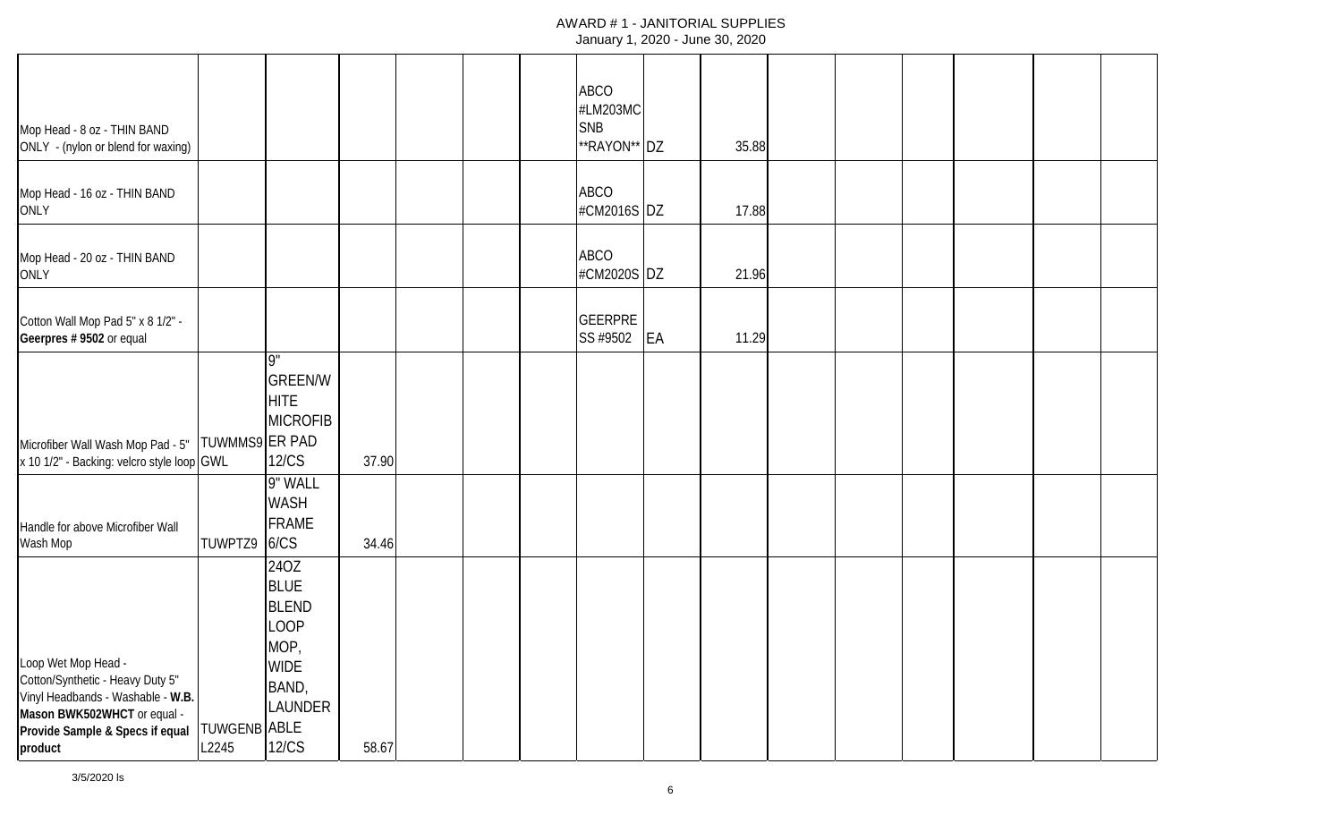AWARD # 1 - JANITORIAL SUPPLIES
January 1, 2020 - June 30, 2020

| | | | | | | | | | | | | | | | |
|---|---|---|---|---|---|---|---|---|---|---|---|---|---|---|---|
| Mop Head - 8 oz - THIN BAND ONLY - (nylon or blend for waxing) | | | | | | | ABCO #LM203MCSNB **RAYON** | DZ | 35.88 | | | | | | |
| Mop Head - 16 oz - THIN BAND ONLY | | | | | | | ABCO #CM2016S | DZ | 17.88 | | | | | | |
| Mop Head - 20 oz - THIN BAND ONLY | | | | | | | ABCO #CM2020S | DZ | 21.96 | | | | | | |
| Cotton Wall Mop Pad 5" x 8 1/2" - **Geerpres # 9502** or equal | | | | | | | GEERPRESS #9502 | EA | 11.29 | | | | | | |
| Microfiber Wall Wash Mop Pad - 5" x 10 1/2" - Backing: velcro style loop | TUWMMS9GWL | 9" GREEN/WHITE MICROFIBER PAD 12/CS | 37.90 | | | | | | | | | | | | |
| Handle for above Microfiber Wall Wash Mop | TUWPTZ9 | 9" WALL WASH FRAME 6/CS | 34.46 | | | | | | | | | | | | |
| Loop Wet Mop Head - Cotton/Synthetic - Heavy Duty 5" Vinyl Headbands - Washable - **W.B. Mason BWK502WHCT** or equal - **Provide Sample & Specs if equal product** | TUWGENBL2245 | 24OZ BLUE BLEND LOOP MOP, WIDE BAND, LAUNDERABLE 12/CS | 58.67 | | | | | | | | | | | | |

3/5/2020 ls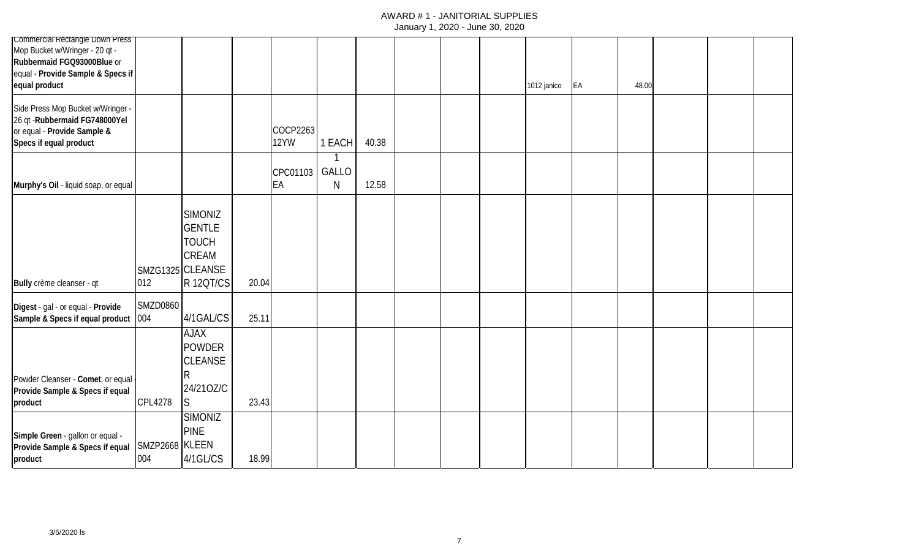| | | | | | | | | | | | | | | |
|---|---|---|---|---|---|---|---|---|---|---|---|---|---|---|
| Commercial Rectangle Down Press Mop Bucket w/Wringer - 20 qt - **Rubbermaid FGQ93000Blue** or equal - **Provide Sample & Specs if equal product** | | | | | | | | | 1012 janico | EA | 48.00 | | | |
| Side Press Mop Bucket w/Wringer - 26 qt -**Rubbermaid FG748000Yel** or equal - **Provide Sample & Specs if equal product** | | | | COCP226312YW | 1 EACH | 40.38 | | | | | | | | |
| **Murphy's Oil** - liquid soap, or equal | | | | CPC01103EA | 1 GALLON | 12.58 | | | | | | | | |
| **Bully** crème cleanser - qt | SMZG1325012 | SIMONIZ GENTLE TOUCH CREAM CLEANSER 12QT/CS | 20.04 | | | | | | | | | | | |
| **Digest** - gal - or equal - **Provide Sample & Specs if equal product** | SMZD0860004 | 4/1GAL/CS | 25.11 | | | | | | | | | | | |
| Powder Cleanser - **Comet**, or equal - **Provide Sample & Specs if equal product** | CPL4278 | AJAX POWDER CLEANSER 24/21OZ/CS | 23.43 | | | | | | | | | | | |
| **Simple Green** - gallon or equal - **Provide Sample & Specs if equal product** | SMZP2668004 | SIMONIZ PINE KLEEN 4/1GL/CS | 18.99 | | | | | | | | | | | |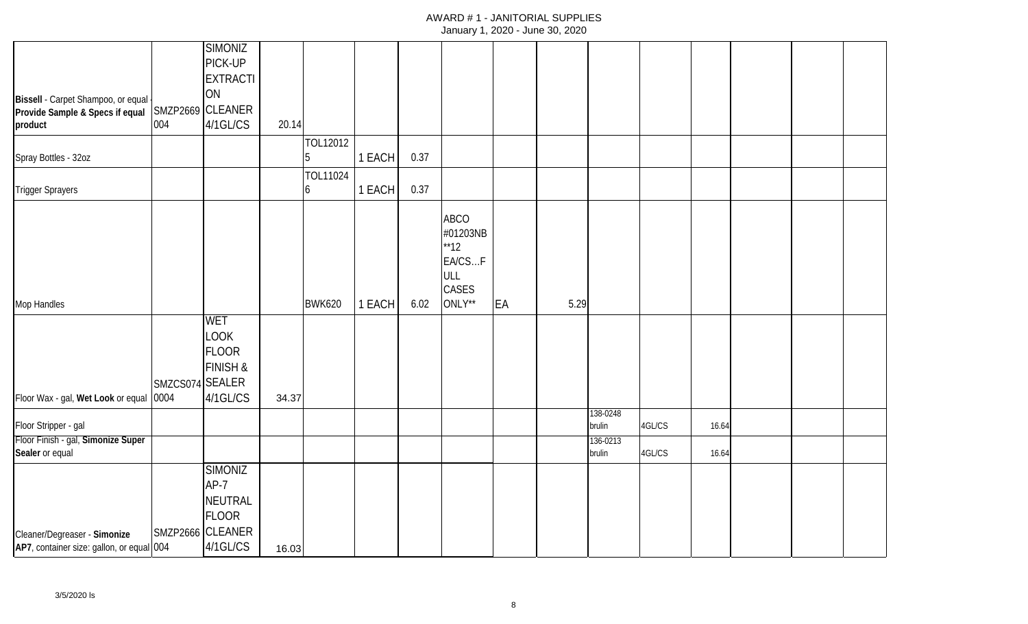# AWARD # 1 - JANITORIAL SUPPLIES

January 1, 2020 - June 30, 2020

| | | | | | | | | | | | | | | | |
|---|---|---|---|---|---|---|---|---|---|---|---|---|---|---|---|
| **Bissell** - Carpet Shampoo, or equal - **Provide Sample & Specs if equal product** | SMZP2669 004 | SIMONIZ PICK-UP EXTRACTION CLEANER 4/1GL/CS | 20.14 | | | | | | | | | | | | |
| Spray Bottles - 32oz | | | | TOL120125 | 1 EACH | 0.37 | | | | | | | | | |
| Trigger Sprayers | | | | TOL110246 | 1 EACH | 0.37 | | | | | | | | | |
| Mop Handles | | | | BWK620 | 1 EACH | 6.02 | ABCO #01203NB **12 EA/CS...FULL CASES ONLY** | EA | 5.29 | | | | | | |
| Floor Wax - gal, **Wet Look** or equal | SMZCS0740004 | WET LOOK FLOOR FINISH & SEALER 4/1GL/CS | 34.37 | | | | | | | | | | | | |
| Floor Stripper - gal | | | | | | | | | | 138-0248 brulin | 4GL/CS | 16.64 | | | |
| Floor Finish - gal, **Simonize Super Sealer** or equal | | | | | | | | | | 136-0213 brulin | 4GL/CS | 16.64 | | | |
| Cleaner/Degreaser - **Simonize AP7**, container size: gallon, or equal | SMZP2666 004 | SIMONIZ AP-7 NEUTRAL FLOOR CLEANER 4/1GL/CS | 16.03 | | | | | | | | | | | | |

3/5/2020 ls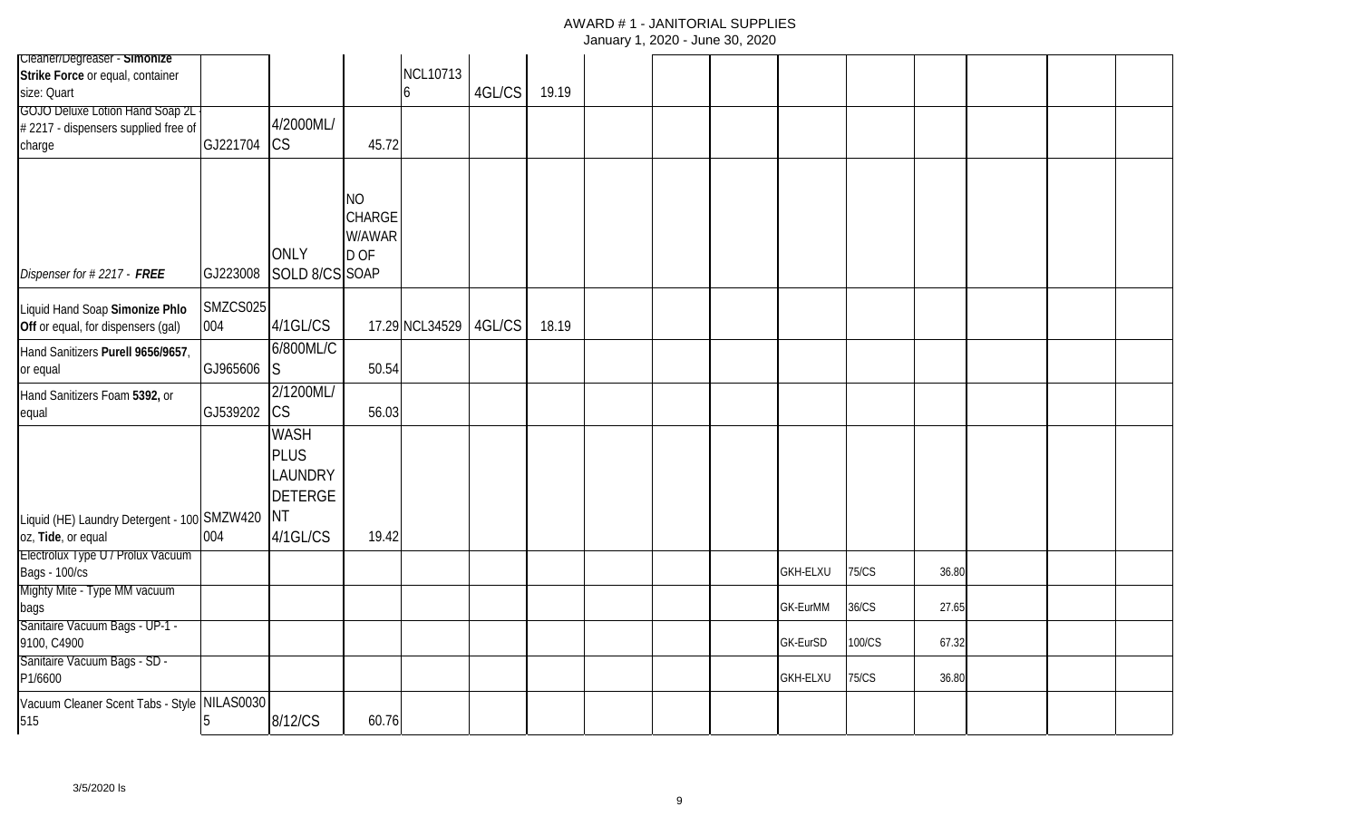# AWARD # 1 - JANITORIAL SUPPLIES

January 1, 2020 - June 30, 2020

| | | | | | | | | | | | | | | | |
|---|---|---|---|---|---|---|---|---|---|---|---|---|---|---|---|
| Cleaner/Degreaser - **Simonize Strike Force** or equal, container size: Quart | | | | NCL107136 | 4GL/CS | 19.19 | | | | | | | | | |
| GOJO Deluxe Lotion Hand Soap 2L - # 2217 - dispensers supplied free of charge | GJ221704 | 4/2000ML/CS | 45.72 | | | | | | | | | | | | |
| *Dispenser for # 2217 - **FREE*** | GJ223008 | ONLY SOLD 8/CS | NO CHARGE W/AWARD OF SOAP | | | | | | | | | | | | |
| Liquid Hand Soap **Simonize Phlo Off** or equal, for dispensers (gal) | SMZCS025004 | 4/1GL/CS | 17.29 | NCL34529 | 4GL/CS | 18.19 | | | | | | | | | |
| Hand Sanitizers **Purell 9656/9657**, or equal | GJ965606 | 6/800ML/CS | 50.54 | | | | | | | | | | | | |
| Hand Sanitizers Foam **5392,** or equal | GJ539202 | 2/1200ML/CS | 56.03 | | | | | | | | | | | | |
| Liquid (HE) Laundry Detergent - 100 oz, **Tide**, or equal | SMZW420004 | WASH PLUS LAUNDRY DETERGENT 4/1GL/CS | 19.42 | | | | | | | | | | | | |
| Electrolux Type U / Prolux Vacuum Bags - 100/cs | | | | | | | | | | GKH-ELXU | 75/CS | 36.80 | | | |
| Mighty Mite - Type MM vacuum bags | | | | | | | | | | GK-EurMM | 36/CS | 27.65 | | | |
| Sanitaire Vacuum Bags - UP-1 - 9100, C4900 | | | | | | | | | | GK-EurSD | 100/CS | 67.32 | | | |
| Sanitaire Vacuum Bags - SD - P1/6600 | | | | | | | | | | GKH-ELXU | 75/CS | 36.80 | | | |
| Vacuum Cleaner Scent Tabs - Style 515 | NILAS00305 | 8/12/CS | 60.76 | | | | | | | | | | | | |

3/5/2020 ls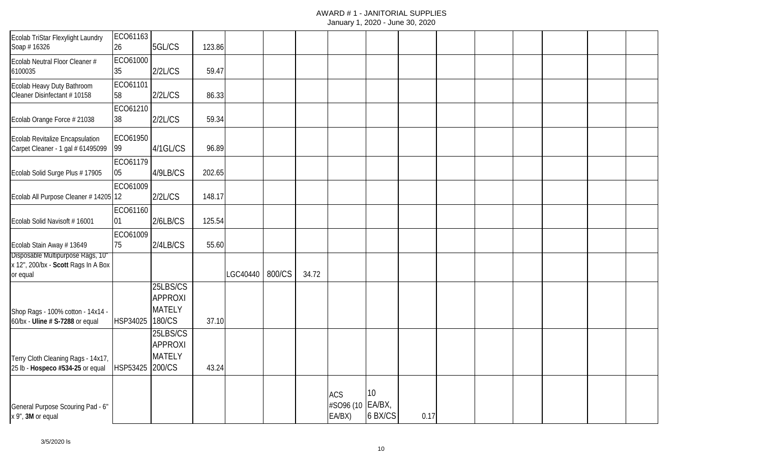# AWARD # 1 - JANITORIAL SUPPLIES

January 1, 2020 - June 30, 2020

| | | | | | | | | | | | | | | | |
|---|---|---|---|---|---|---|---|---|---|---|---|---|---|---|---|
| Ecolab TriStar Flexylight Laundry Soap # 16326 | ECO6116326 | 5GL/CS | 123.86 | | | | | | | | | | | | |
| Ecolab Neutral Floor Cleaner # 6100035 | ECO6100035 | 2/2L/CS | 59.47 | | | | | | | | | | | | |
| Ecolab Heavy Duty Bathroom Cleaner Disinfectant # 10158 | ECO6110158 | 2/2L/CS | 86.33 | | | | | | | | | | | | |
| Ecolab Orange Force # 21038 | ECO6121038 | 2/2L/CS | 59.34 | | | | | | | | | | | | |
| Ecolab Revitalize Encapsulation Carpet Cleaner - 1 gal # 61495099 | ECO6195099 | 4/1GL/CS | 96.89 | | | | | | | | | | | | |
| Ecolab Solid Surge Plus # 17905 | ECO6117905 | 4/9LB/CS | 202.65 | | | | | | | | | | | | |
| Ecolab All Purpose Cleaner # 14205 | ECO6100912 | 2/2L/CS | 148.17 | | | | | | | | | | | | |
| Ecolab Solid Navisoft # 16001 | ECO6116001 | 2/6LB/CS | 125.54 | | | | | | | | | | | | |
| Ecolab Stain Away # 13649 | ECO6100975 | 2/4LB/CS | 55.60 | | | | | | | | | | | | |
| Disposable Multipurpose Rags, 10" x 12", 200/bx - **Scott** Rags In A Box or equal | | | | LGC40440 | 800/CS | 34.72 | | | | | | | | | |
| Shop Rags - 100% cotton - 14x14 - 60/bx - **Uline # S-7288** or equal | HSP34025 | 25LBS/CS APPROXIMATELY 180/CS | 37.10 | | | | | | | | | | | | |
| Terry Cloth Cleaning Rags - 14x17, 25 lb - **Hospeco #534-25** or equal | HSP53425 | 25LBS/CS APPROXIMATELY 200/CS | 43.24 | | | | | | | | | | | | |
| General Purpose Scouring Pad - 6" x 9", **3M** or equal | | | | | | | ACS #SO96 (10 EA/BX) | 10 EA/BX, 6 BX/CS | 0.17 | | | | | | |

3/5/2020 ls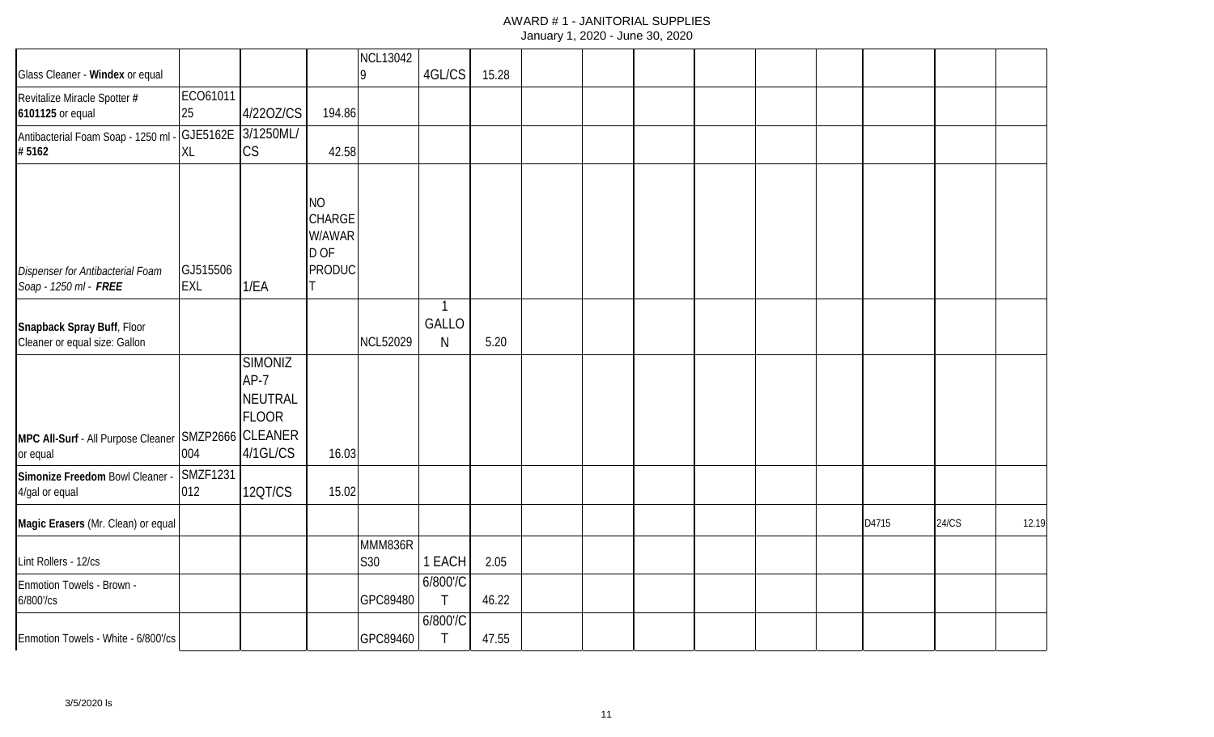# AWARD # 1 - JANITORIAL SUPPLIES

January 1, 2020 - June 30, 2020

| | | | | | | | | | | | | | | | |
|---|---|---|---|---|---|---|---|---|---|---|---|---|---|---|---|
| Glass Cleaner - **Windex** or equal | | | | NCL130429 | 4GL/CS | 15.28 | | | | | | | | | |
| Revitalize Miracle Spotter **# 6101125** or equal | ECO6101125 | 4/22OZ/CS | 194.86 | | | | | | | | | | | | |
| Antibacterial Foam Soap - 1250 ml - **# 5162** | GJE5162EXL | 3/1250ML/CS | 42.58 | | | | | | | | | | | | |
| *Dispenser for Antibacterial Foam Soap - 1250 ml - **FREE*** | GJ515506EXL | 1/EA | NO CHARGE W/AWARD OF PRODUCT | | | | | | | | | | | | |
| **Snapback Spray Buff**, Floor Cleaner or equal size: Gallon | | | | NCL52029 | 1 GALLON | 5.20 | | | | | | | | | |
| **MPC All-Surf** - All Purpose Cleaner or equal | SMZP2666004 | SIMONIZ AP-7 NEUTRAL FLOOR CLEANER 4/1GL/CS | 16.03 | | | | | | | | | | | | |
| **Simonize Freedom** Bowl Cleaner - 4/gal or equal | SMZF1231012 | 12QT/CS | 15.02 | | | | | | | | | | | | |
| **Magic Erasers** (Mr. Clean) or equal | | | | | | | | | | | | | D4715 | 24/CS | 12.19 |
| Lint Rollers - 12/cs | | | | MMM836RS30 | 1 EACH | 2.05 | | | | | | | | | |
| Enmotion Towels - Brown - 6/800'/cs | | | | GPC89480 | 6/800'/CT | 46.22 | | | | | | | | | |
| Enmotion Towels - White - 6/800'/cs | | | | GPC89460 | 6/800'/CT | 47.55 | | | | | | | | | |

3/5/2020 ls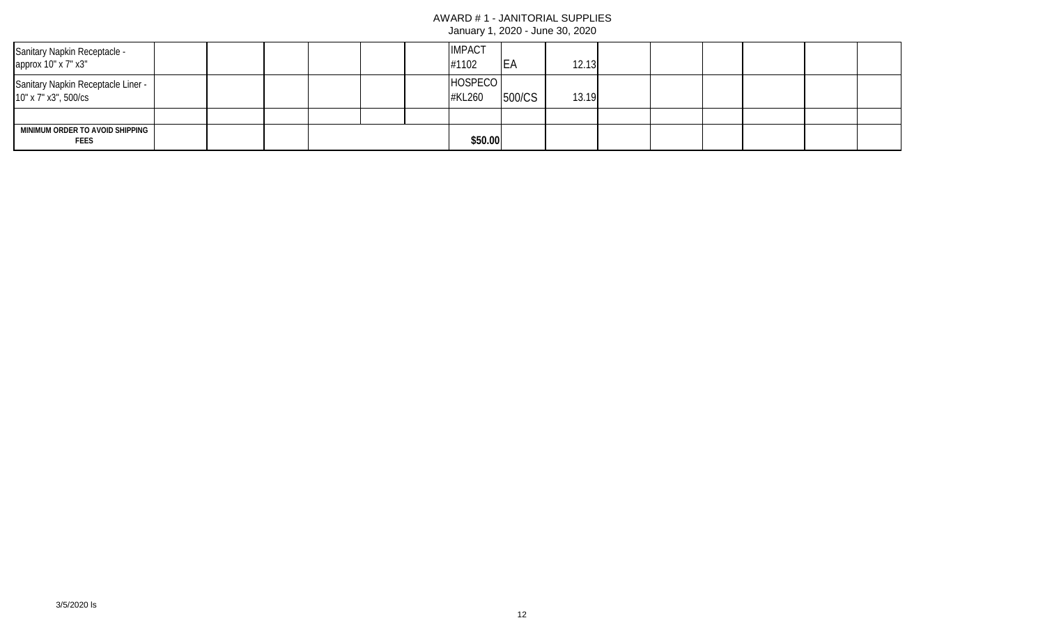# AWARD # 1 - JANITORIAL SUPPLIES

January 1, 2020 - June 30, 2020

| | | | | | | | | | | | | | | | |
|---|---|---|---|---|---|---|---|---|---|---|---|---|---|---|---|
| Sanitary Napkin Receptacle - approx 10" x 7" x3" | | | | | | | IMPACT #1102 | EA | 12.13 | | | | | | |
| Sanitary Napkin Receptacle Liner - 10" x 7" x3", 500/cs | | | | | | | HOSPECO #KL260 | 500/CS | 13.19 | | | | | | |
| | | | | | | | | | | | | | | | |
| **MINIMUM ORDER TO AVOID SHIPPING FEES** | | | | | | | **$50.00** | | | | | | | | |

3/5/2020 ls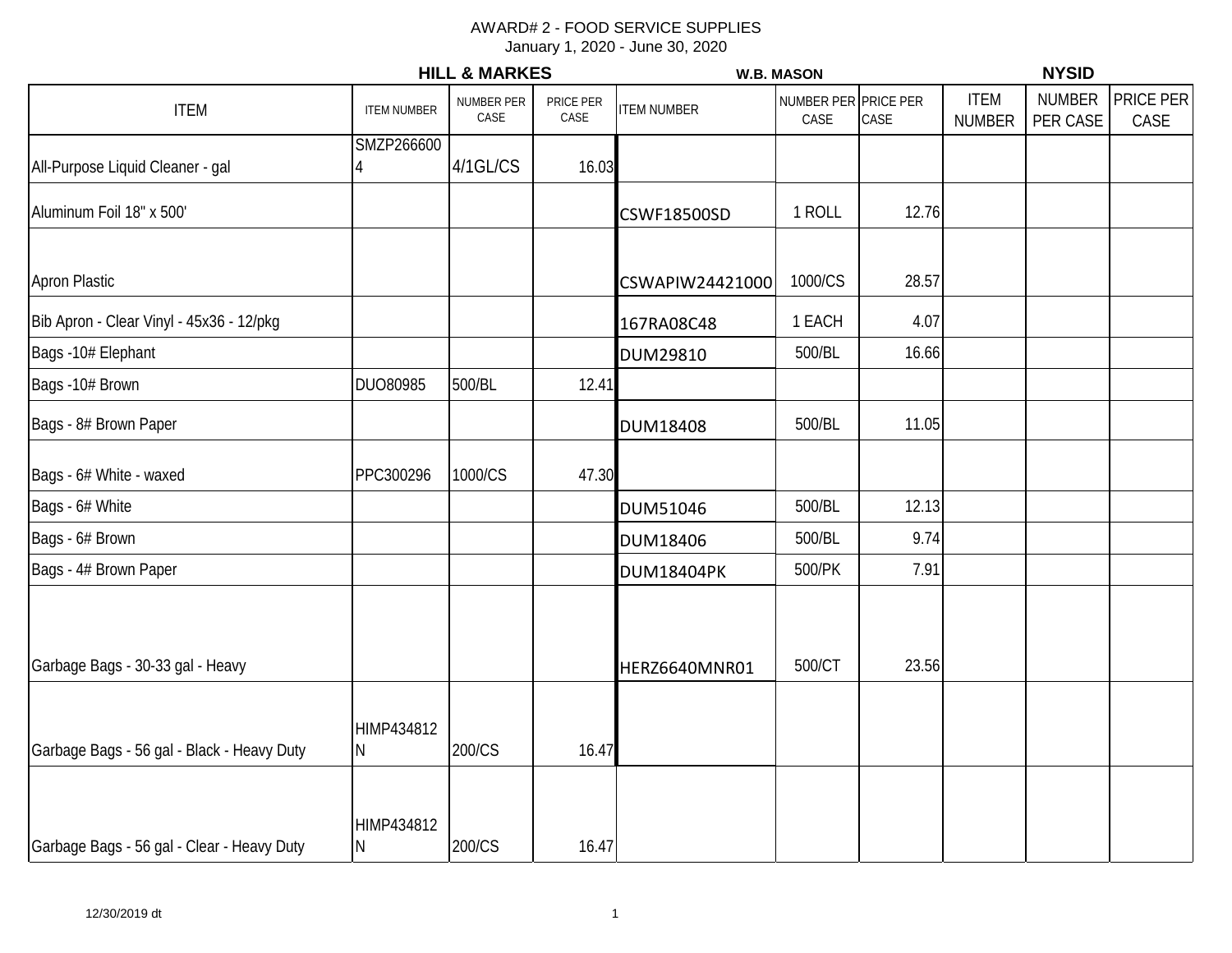AWARD# 2 - FOOD SERVICE SUPPLIES
January 1, 2020 - June 30, 2020

| ITEM | HILL & MARKES ITEM NUMBER | NUMBER PER CASE | PRICE PER CASE | W.B. MASON ITEM NUMBER | NUMBER PER CASE | PRICE PER CASE | NYSID ITEM NUMBER | NUMBER PER CASE | PRICE PER CASE |
|---|---|---|---|---|---|---|---|---|---|
| All-Purpose Liquid Cleaner - gal | SMZP2666004 | 4/1GL/CS | 16.03 | | | | | | |
| Aluminum Foil 18" x 500' | | | | CSWF18500SD | 1 ROLL | 12.76 | | | |
| Apron Plastic | | | | CSWAPIW24421000 | 1000/CS | 28.57 | | | |
| Bib Apron - Clear Vinyl - 45x36 - 12/pkg | | | | 167RA08C48 | 1 EACH | 4.07 | | | |
| Bags -10# Elephant | | | | DUM29810 | 500/BL | 16.66 | | | |
| Bags -10# Brown | DUO80985 | 500/BL | 12.41 | | | | | | |
| Bags - 8# Brown Paper | | | | DUM18408 | 500/BL | 11.05 | | | |
| Bags - 6# White - waxed | PPC300296 | 1000/CS | 47.30 | | | | | | |
| Bags - 6# White | | | | DUM51046 | 500/BL | 12.13 | | | |
| Bags - 6# Brown | | | | DUM18406 | 500/BL | 9.74 | | | |
| Bags - 4# Brown Paper | | | | DUM18404PK | 500/PK | 7.91 | | | |
| Garbage Bags - 30-33 gal - Heavy | | | | HERZ6640MNR01 | 500/CT | 23.56 | | | |
| Garbage Bags - 56 gal - Black - Heavy Duty | HIMP434812N | 200/CS | 16.47 | | | | | | |
| Garbage Bags - 56 gal - Clear - Heavy Duty | HIMP434812N | 200/CS | 16.47 | | | | | | |

12/30/2019 dt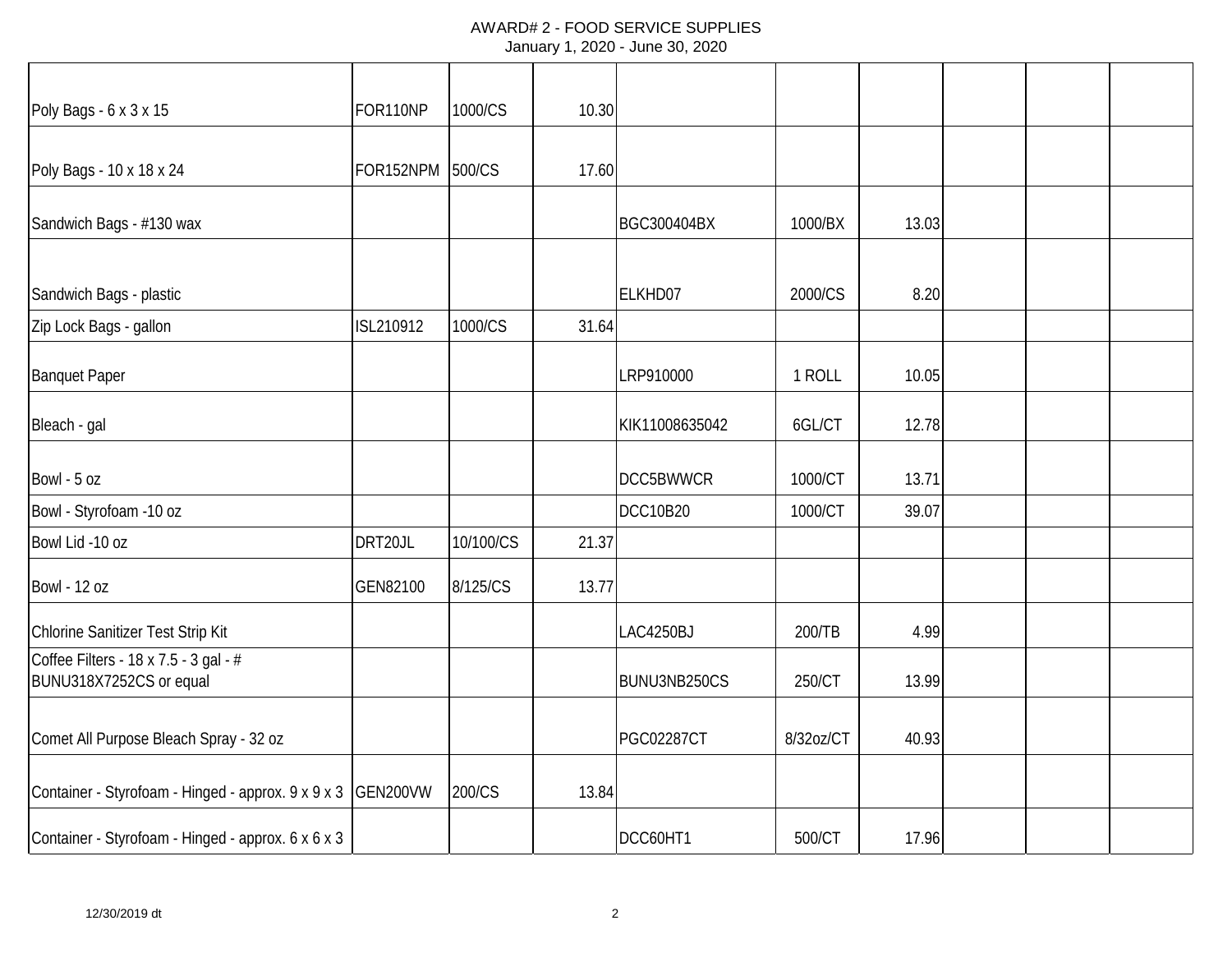AWARD# 2 - FOOD SERVICE SUPPLIES
January 1, 2020 - June 30, 2020

| | | | | | | | | | |
|---|---|---|---|---|---|---|---|---|---|
| Poly Bags - 6 x 3 x 15 | FOR110NP | 1000/CS | 10.30 | | | | | | |
| Poly Bags - 10 x 18 x 24 | FOR152NPM | 500/CS | 17.60 | | | | | | |
| Sandwich Bags - #130 wax | | | | BGC300404BX | 1000/BX | 13.03 | | | |
| Sandwich Bags - plastic | | | | ELKHD07 | 2000/CS | 8.20 | | | |
| Zip Lock Bags - gallon | ISL210912 | 1000/CS | 31.64 | | | | | | |
| Banquet Paper | | | | LRP910000 | 1 ROLL | 10.05 | | | |
| Bleach - gal | | | | KIK11008635042 | 6GL/CT | 12.78 | | | |
| Bowl - 5 oz | | | | DCC5BWWCR | 1000/CT | 13.71 | | | |
| Bowl - Styrofoam -10 oz | | | | DCC10B20 | 1000/CT | 39.07 | | | |
| Bowl Lid -10 oz | DRT20JL | 10/100/CS | 21.37 | | | | | | |
| Bowl - 12 oz | GEN82100 | 8/125/CS | 13.77 | | | | | | |
| Chlorine Sanitizer Test Strip Kit | | | | LAC4250BJ | 200/TB | 4.99 | | | |
| Coffee Filters - 18 x 7.5 - 3 gal - # BUNU318X7252CS or equal | | | | BUNU3NB250CS | 250/CT | 13.99 | | | |
| Comet All Purpose Bleach Spray - 32 oz | | | | PGC02287CT | 8/32oz/CT | 40.93 | | | |
| Container - Styrofoam - Hinged - approx. 9 x 9 x 3 | GEN200VW | 200/CS | 13.84 | | | | | | |
| Container - Styrofoam - Hinged - approx. 6 x 6 x 3 | | | | DCC60HT1 | 500/CT | 17.96 | | | |

12/30/2019 dt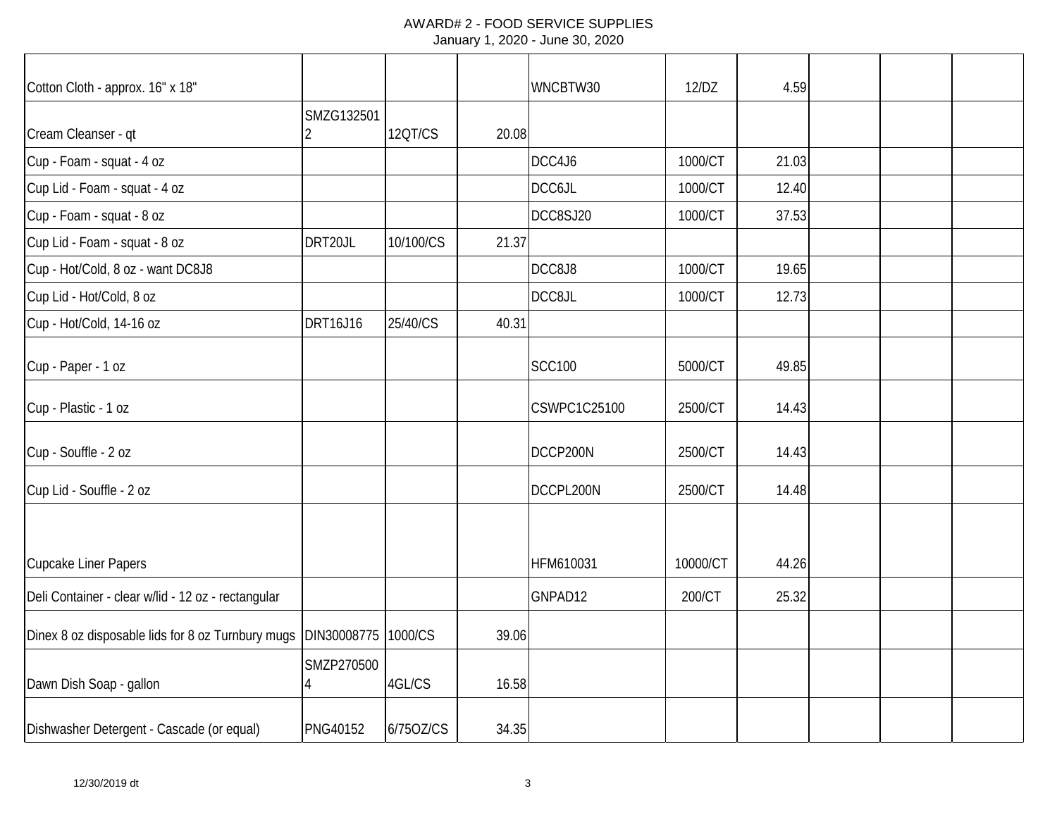AWARD# 2 - FOOD SERVICE SUPPLIES
January 1, 2020 - June 30, 2020

| | | | | | | | | | |
|---|---|---|---|---|---|---|---|---|---|
| Cotton Cloth - approx. 16" x 18" | | | | WNCBTW30 | 12/DZ | 4.59 | | | |
| Cream Cleanser - qt | SMZG1325012 | 12QT/CS | 20.08 | | | | | | |
| Cup - Foam - squat - 4 oz | | | | DCC4J6 | 1000/CT | 21.03 | | | |
| Cup Lid - Foam - squat - 4 oz | | | | DCC6JL | 1000/CT | 12.40 | | | |
| Cup - Foam - squat - 8 oz | | | | DCC8SJ20 | 1000/CT | 37.53 | | | |
| Cup Lid - Foam - squat - 8 oz | DRT20JL | 10/100/CS | 21.37 | | | | | | |
| Cup - Hot/Cold, 8 oz - want DC8J8 | | | | DCC8J8 | 1000/CT | 19.65 | | | |
| Cup Lid - Hot/Cold, 8 oz | | | | DCC8JL | 1000/CT | 12.73 | | | |
| Cup - Hot/Cold, 14-16 oz | DRT16J16 | 25/40/CS | 40.31 | | | | | | |
| Cup - Paper - 1 oz | | | | SCC100 | 5000/CT | 49.85 | | | |
| Cup - Plastic - 1 oz | | | | CSWPC1C25100 | 2500/CT | 14.43 | | | |
| Cup - Souffle - 2 oz | | | | DCCP200N | 2500/CT | 14.43 | | | |
| Cup Lid - Souffle - 2 oz | | | | DCCPL200N | 2500/CT | 14.48 | | | |
| Cupcake Liner Papers | | | | HFM610031 | 10000/CT | 44.26 | | | |
| Deli Container - clear w/lid - 12 oz - rectangular | | | | GNPAD12 | 200/CT | 25.32 | | | |
| Dinex 8 oz disposable lids for 8 oz Turnbury mugs | DIN30008775 | 1000/CS | 39.06 | | | | | | |
| Dawn Dish Soap - gallon | SMZP2705004 | 4GL/CS | 16.58 | | | | | | |
| Dishwasher Detergent - Cascade (or equal) | PNG40152 | 6/75OZ/CS | 34.35 | | | | | | |

12/30/2019 dt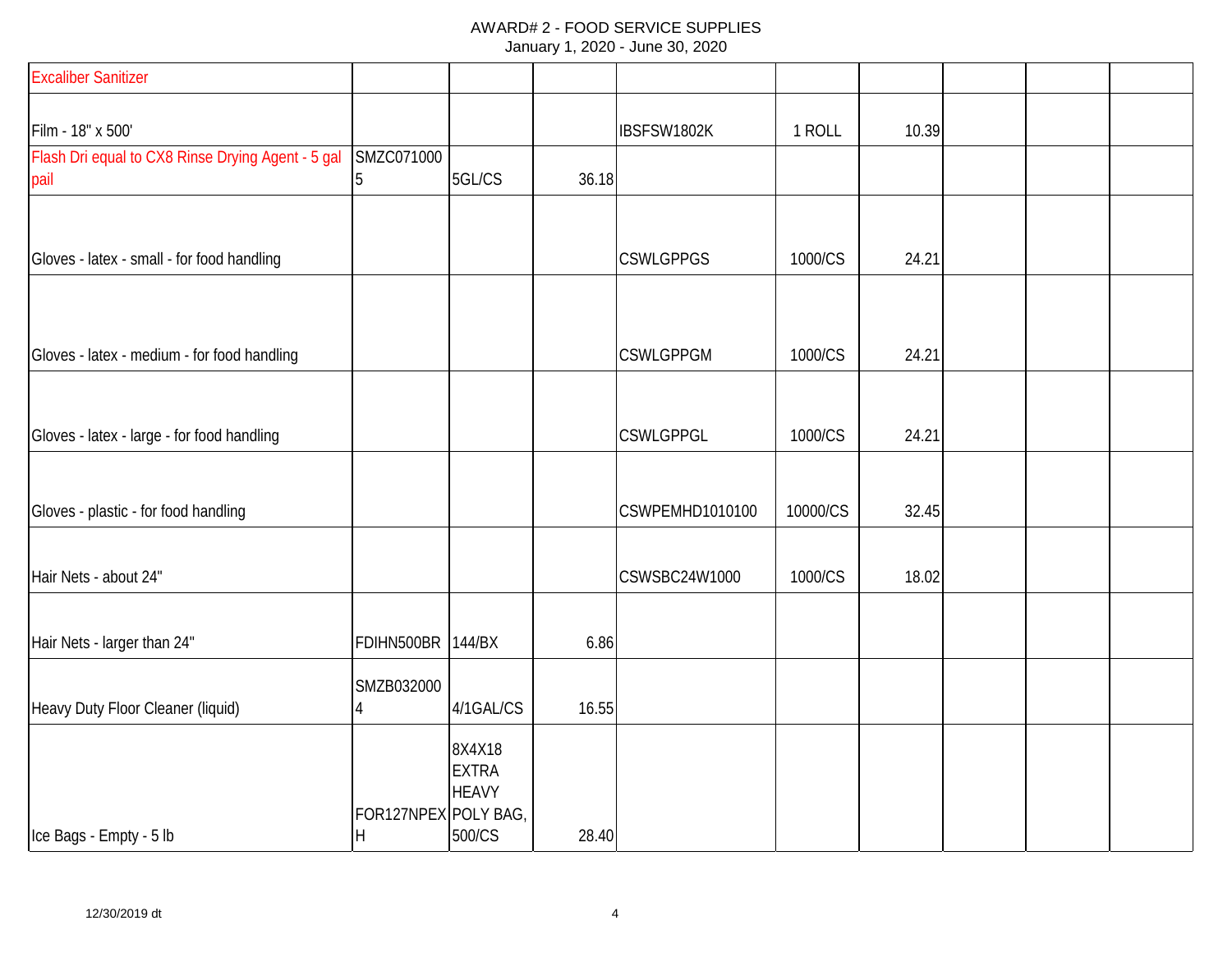AWARD# 2 - FOOD SERVICE SUPPLIES
January 1, 2020 - June 30, 2020

| | | | | | | | | | |
|---|---|---|---|---|---|---|---|---|---|
| Excaliber Sanitizer | | | | | | | | | |
| Film - 18" x 500' | | | | IBSFSW1802K | 1 ROLL | 10.39 | | | |
| Flash Dri equal to CX8 Rinse Drying Agent - 5 gal pail | SMZC0710005 | 5GL/CS | 36.18 | | | | | | |
| Gloves - latex - small - for food handling | | | | CSWLGPPGS | 1000/CS | 24.21 | | | |
| Gloves - latex - medium - for food handling | | | | CSWLGPPGM | 1000/CS | 24.21 | | | |
| Gloves - latex - large - for food handling | | | | CSWLGPPGL | 1000/CS | 24.21 | | | |
| Gloves - plastic - for food handling | | | | CSWPEMHD1010100 | 10000/CS | 32.45 | | | |
| Hair Nets - about 24" | | | | CSWSBC24W1000 | 1000/CS | 18.02 | | | |
| Hair Nets - larger than 24" | FDIHN500BR | 144/BX | 6.86 | | | | | | |
| Heavy Duty Floor Cleaner (liquid) | SMZB0320004 | 4/1GAL/CS | 16.55 | | | | | | |
| Ice Bags - Empty - 5 lb | FOR127NPEXH | 8X4X18 EXTRA HEAVY POLY BAG, 500/CS | 28.40 | | | | | | |

12/30/2019 dt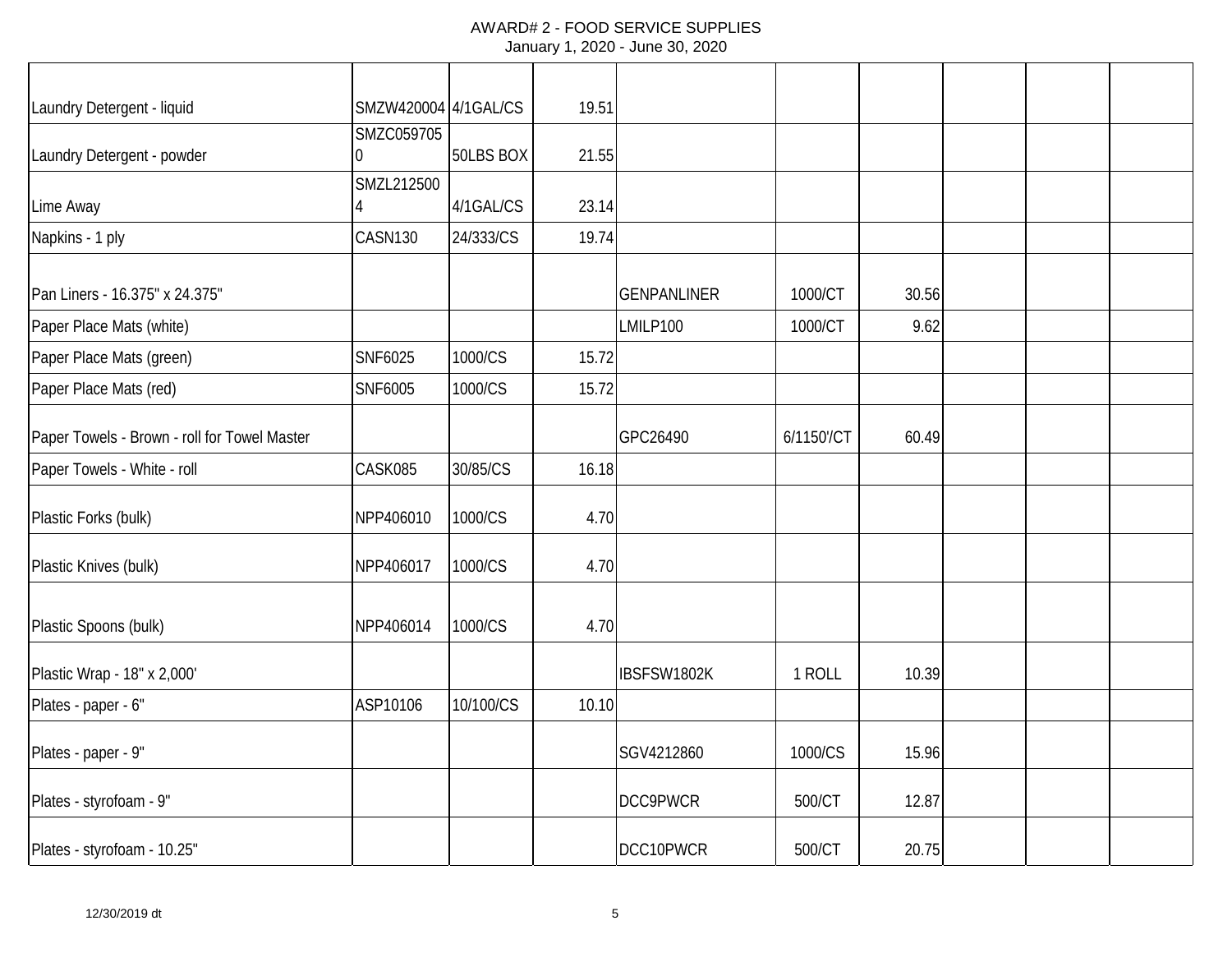AWARD# 2 - FOOD SERVICE SUPPLIES
January 1, 2020 - June 30, 2020

| | | | | | | | | | |
|---|---|---|---|---|---|---|---|---|---|
| Laundry Detergent - liquid | SMZW420004 | 4/1GAL/CS | 19.51 | | | | | | |
| Laundry Detergent - powder | SMZC0597050 | 50LBS BOX | 21.55 | | | | | | |
| Lime Away | SMZL2125004 | 4/1GAL/CS | 23.14 | | | | | | |
| Napkins - 1 ply | CASN130 | 24/333/CS | 19.74 | | | | | | |
| Pan Liners - 16.375" x 24.375" | | | | GENPANLINER | 1000/CT | 30.56 | | | |
| Paper Place Mats (white) | | | | LMILP100 | 1000/CT | 9.62 | | | |
| Paper Place Mats (green) | SNF6025 | 1000/CS | 15.72 | | | | | | |
| Paper Place Mats (red) | SNF6005 | 1000/CS | 15.72 | | | | | | |
| Paper Towels - Brown - roll for Towel Master | | | | GPC26490 | 6/1150'/CT | 60.49 | | | |
| Paper Towels - White - roll | CASK085 | 30/85/CS | 16.18 | | | | | | |
| Plastic Forks (bulk) | NPP406010 | 1000/CS | 4.70 | | | | | | |
| Plastic Knives (bulk) | NPP406017 | 1000/CS | 4.70 | | | | | | |
| Plastic Spoons (bulk) | NPP406014 | 1000/CS | 4.70 | | | | | | |
| Plastic Wrap - 18" x 2,000' | | | | IBSFSW1802K | 1 ROLL | 10.39 | | | |
| Plates - paper - 6" | ASP10106 | 10/100/CS | 10.10 | | | | | | |
| Plates - paper - 9" | | | | SGV4212860 | 1000/CS | 15.96 | | | |
| Plates - styrofoam - 9" | | | | DCC9PWCR | 500/CT | 12.87 | | | |
| Plates - styrofoam - 10.25" | | | | DCC10PWCR | 500/CT | 20.75 | | | |

12/30/2019 dt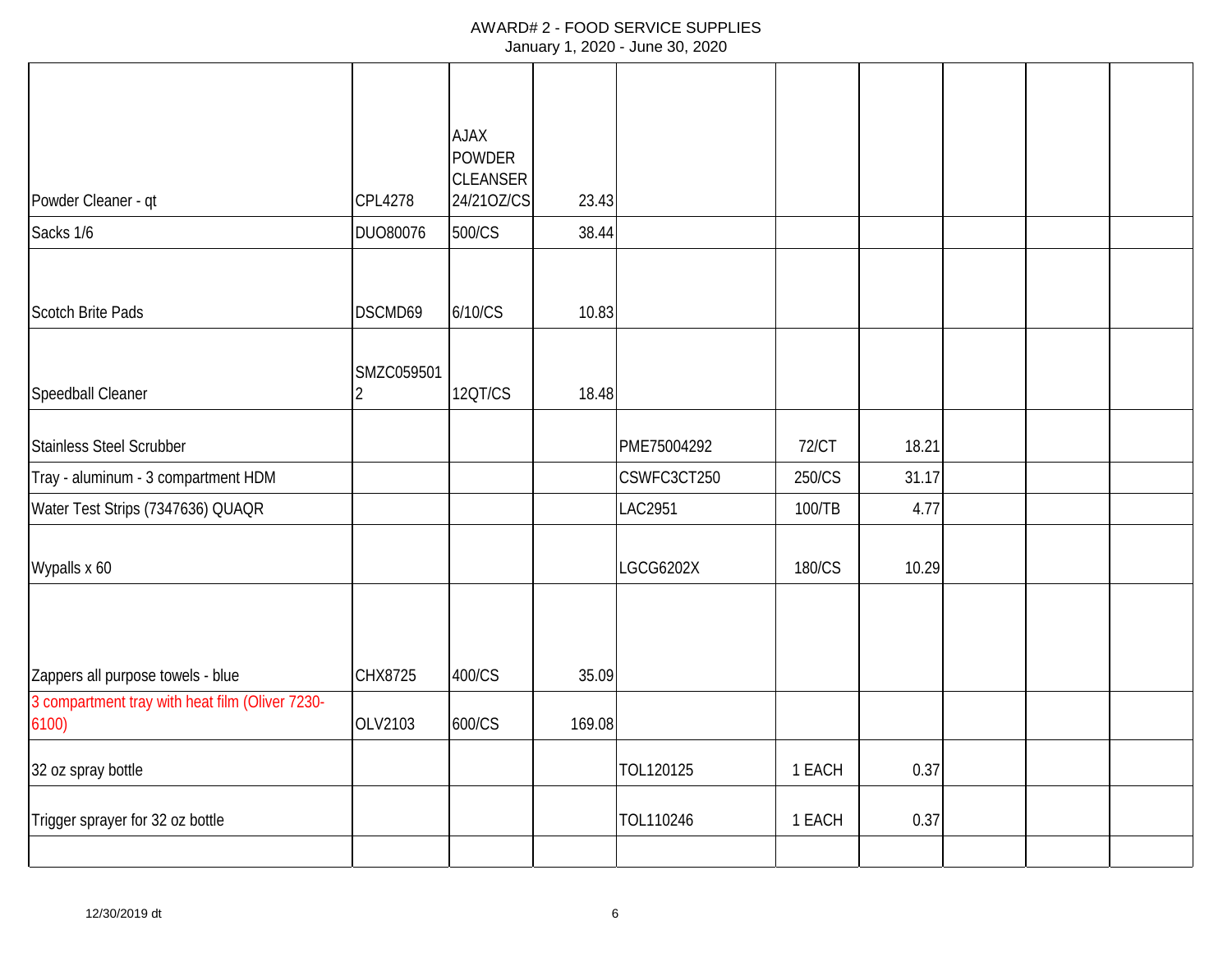# AWARD# 2 - FOOD SERVICE SUPPLIES

January 1, 2020 - June 30, 2020

| | | | | | | | | | |
|---|---|---|---|---|---|---|---|---|---|
| Powder Cleaner - qt | CPL4278 | AJAX POWDER CLEANSER 24/21OZ/CS | 23.43 | | | | | | |
| Sacks 1/6 | DUO80076 | 500/CS | 38.44 | | | | | | |
| Scotch Brite Pads | DSCMD69 | 6/10/CS | 10.83 | | | | | | |
| Speedball Cleaner | SMZC0595012 | 12QT/CS | 18.48 | | | | | | |
| Stainless Steel Scrubber | | | | PME75004292 | 72/CT | 18.21 | | | |
| Tray - aluminum - 3 compartment HDM | | | | CSWFC3CT250 | 250/CS | 31.17 | | | |
| Water Test Strips (7347636) QUAQR | | | | LAC2951 | 100/TB | 4.77 | | | |
| Wypalls x 60 | | | | LGCG6202X | 180/CS | 10.29 | | | |
| Zappers all purpose towels - blue | CHX8725 | 400/CS | 35.09 | | | | | | |
| 3 compartment tray with heat film (Oliver 7230-6100) | OLV2103 | 600/CS | 169.08 | | | | | | |
| 32 oz spray bottle | | | | TOL120125 | 1 EACH | 0.37 | | | |
| Trigger sprayer for 32 oz bottle | | | | TOL110246 | 1 EACH | 0.37 | | | |
| | | | | | | | | | |

12/30/2019 dt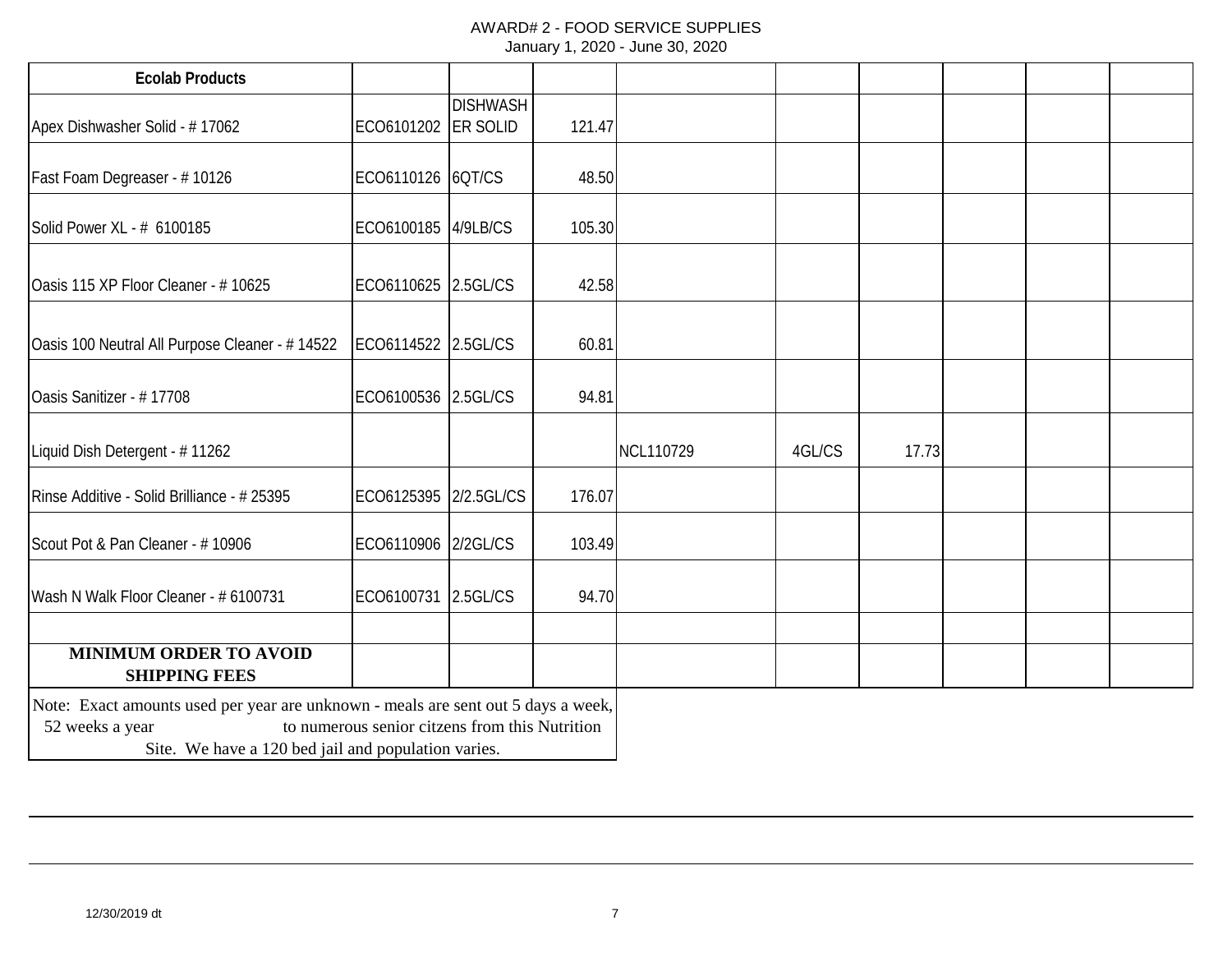AWARD# 2 - FOOD SERVICE SUPPLIES
January 1, 2020 - June 30, 2020

| Ecolab Products | | | | | | | | | |
|---|---|---|---|---|---|---|---|---|---|
| Apex Dishwasher Solid - # 17062 | ECO6101202 | DISHWASHER SOLID | 121.47 | | | | | | |
| Fast Foam Degreaser - # 10126 | ECO6110126 | 6QT/CS | 48.50 | | | | | | |
| Solid Power XL - # 6100185 | ECO6100185 | 4/9LB/CS | 105.30 | | | | | | |
| Oasis 115 XP Floor Cleaner - # 10625 | ECO6110625 | 2.5GL/CS | 42.58 | | | | | | |
| Oasis 100 Neutral All Purpose Cleaner - # 14522 | ECO6114522 | 2.5GL/CS | 60.81 | | | | | | |
| Oasis Sanitizer - # 17708 | ECO6100536 | 2.5GL/CS | 94.81 | | | | | | |
| Liquid Dish Detergent - # 11262 | | | | NCL110729 | 4GL/CS | 17.73 | | | |
| Rinse Additive - Solid Brilliance - # 25395 | ECO6125395 | 2/2.5GL/CS | 176.07 | | | | | | |
| Scout Pot & Pan Cleaner - # 10906 | ECO6110906 | 2/2GL/CS | 103.49 | | | | | | |
| Wash N Walk Floor Cleaner - # 6100731 | ECO6100731 | 2.5GL/CS | 94.70 | | | | | | |
| | | | | | | | | | |
| **MINIMUM ORDER TO AVOID SHIPPING FEES** | | | | | | | | | |

Note: Exact amounts used per year are unknown - meals are sent out 5 days a week, 52 weeks a year to numerous senior citzens from this Nutrition Site. We have a 120 bed jail and population varies.

12/30/2019 dt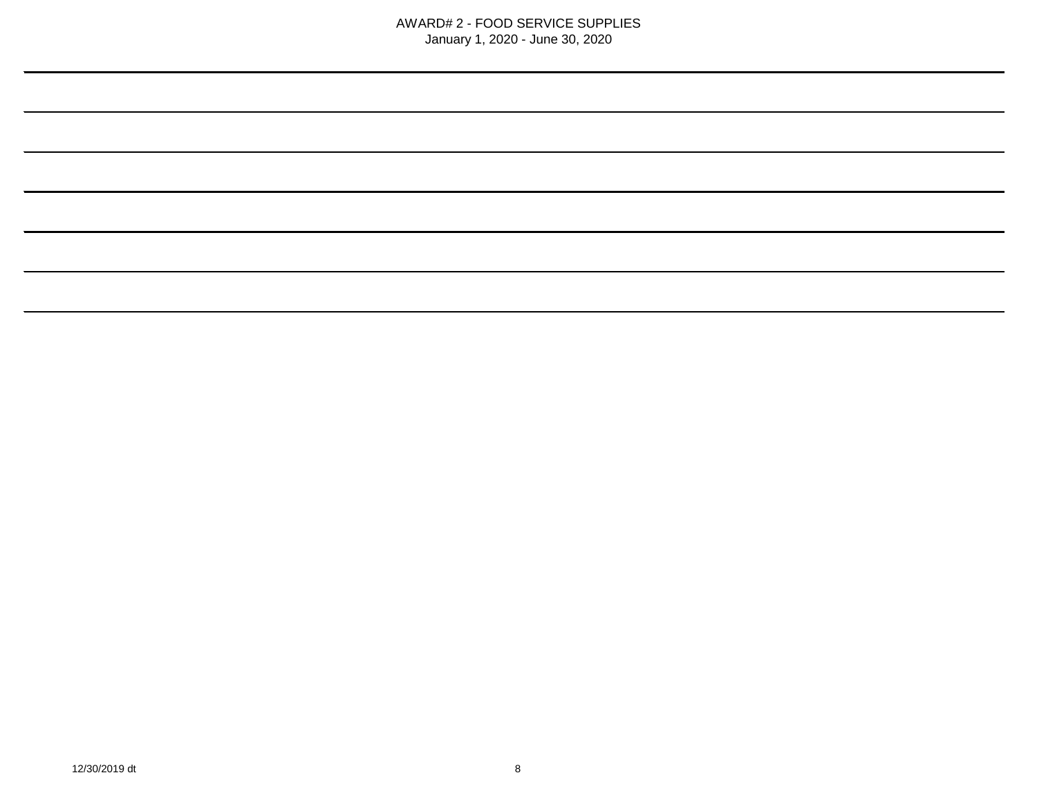AWARD# 2 - FOOD SERVICE SUPPLIES
January 1, 2020 - June 30, 2020